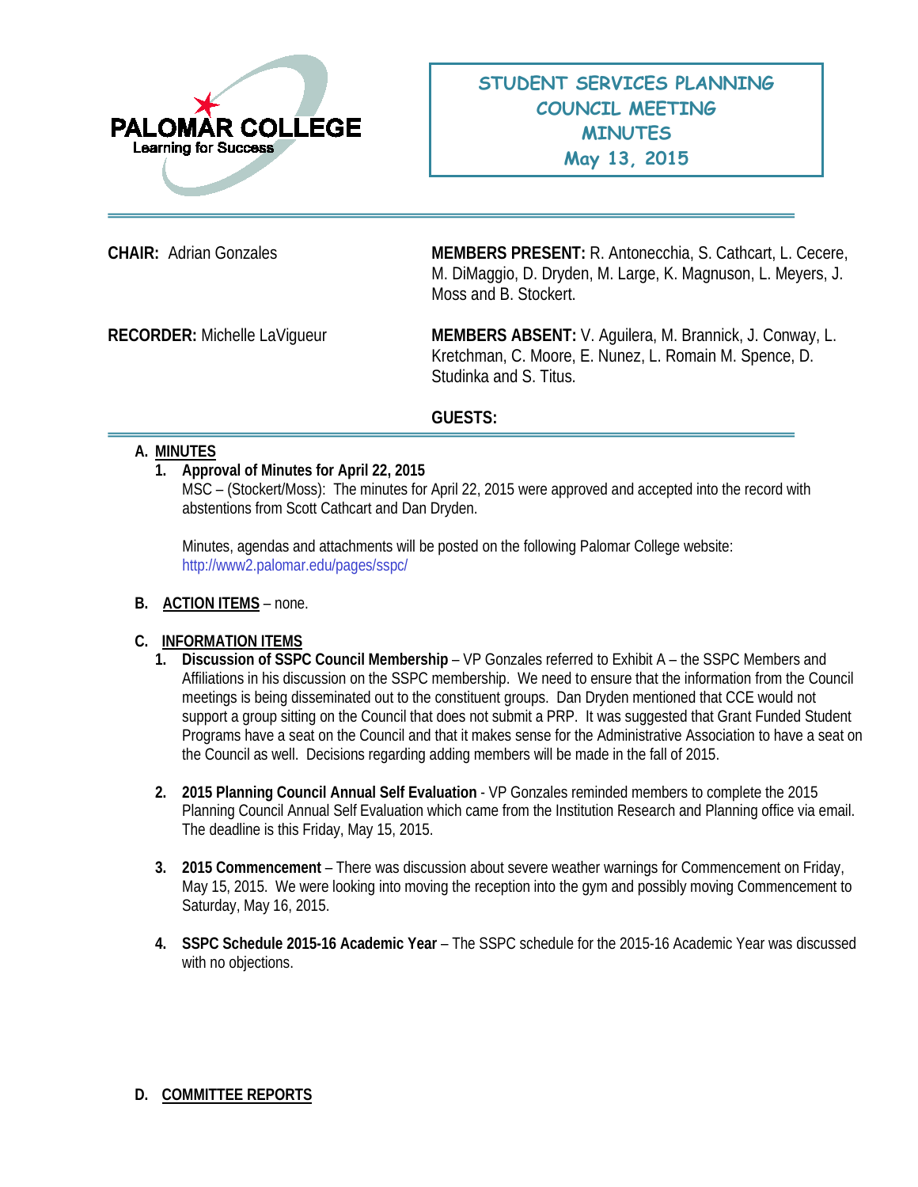PALOMAR COLLEGE
Learning for Success

# STUDENT SERVICES PLANNING COUNCIL MEETING MINUTES
## May 13, 2015

**CHAIR:** Adrian Gonzales

**MEMBERS PRESENT:** R. Antonecchia, S. Cathcart, L. Cecere, M. DiMaggio, D. Dryden, M. Large, K. Magnuson, L. Meyers, J. Moss and B. Stockert.

**RECORDER:** Michelle LaVigueur

**MEMBERS ABSENT:** V. Aguilera, M. Brannick, J. Conway, L. Kretchman, C. Moore, E. Nunez, L. Romain M. Spence, D. Studinka and S. Titus.

**GUESTS:**

---

**A. MINUTES**

1. **Approval of Minutes for April 22, 2015**
   MSC – (Stockert/Moss): The minutes for April 22, 2015 were approved and accepted into the record with abstentions from Scott Cathcart and Dan Dryden.

   Minutes, agendas and attachments will be posted on the following Palomar College website: http://www2.palomar.edu/pages/sspc/

**B. ACTION ITEMS** – none.

**C. INFORMATION ITEMS**

1. **Discussion of SSPC Council Membership** – VP Gonzales referred to Exhibit A – the SSPC Members and Affiliations in his discussion on the SSPC membership. We need to ensure that the information from the Council meetings is being disseminated out to the constituent groups. Dan Dryden mentioned that CCE would not support a group sitting on the Council that does not submit a PRP. It was suggested that Grant Funded Student Programs have a seat on the Council and that it makes sense for the Administrative Association to have a seat on the Council as well. Decisions regarding adding members will be made in the fall of 2015.

2. **2015 Planning Council Annual Self Evaluation** - VP Gonzales reminded members to complete the 2015 Planning Council Annual Self Evaluation which came from the Institution Research and Planning office via email. The deadline is this Friday, May 15, 2015.

3. **2015 Commencement** – There was discussion about severe weather warnings for Commencement on Friday, May 15, 2015. We were looking into moving the reception into the gym and possibly moving Commencement to Saturday, May 16, 2015.

4. **SSPC Schedule 2015-16 Academic Year** – The SSPC schedule for the 2015-16 Academic Year was discussed with no objections.

**D. COMMITTEE REPORTS**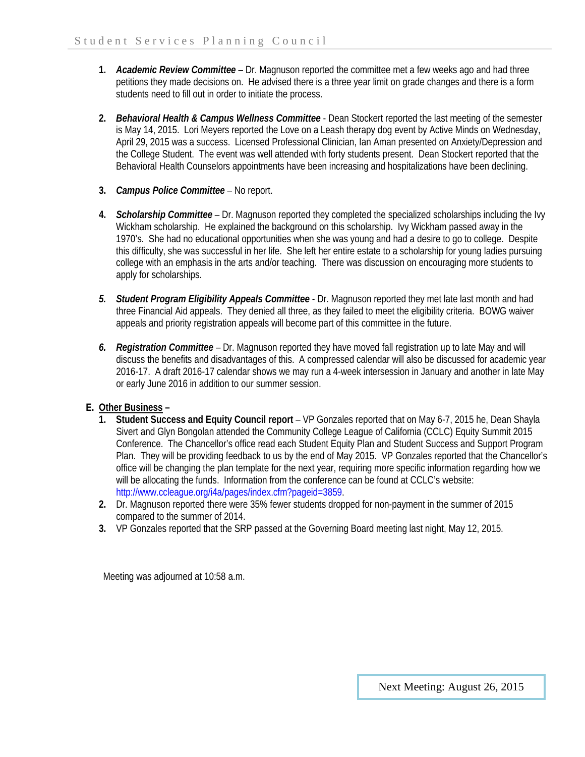1. ***Academic Review Committee*** – Dr. Magnuson reported the committee met a few weeks ago and had three petitions they made decisions on. He advised there is a three year limit on grade changes and there is a form students need to fill out in order to initiate the process.

2. ***Behavioral Health & Campus Wellness Committee*** - Dean Stockert reported the last meeting of the semester is May 14, 2015. Lori Meyers reported the Love on a Leash therapy dog event by Active Minds on Wednesday, April 29, 2015 was a success. Licensed Professional Clinician, Ian Aman presented on Anxiety/Depression and the College Student. The event was well attended with forty students present. Dean Stockert reported that the Behavioral Health Counselors appointments have been increasing and hospitalizations have been declining.

3. ***Campus Police Committee*** – No report.

4. ***Scholarship Committee*** – Dr. Magnuson reported they completed the specialized scholarships including the Ivy Wickham scholarship. He explained the background on this scholarship. Ivy Wickham passed away in the 1970's. She had no educational opportunities when she was young and had a desire to go to college. Despite this difficulty, she was successful in her life. She left her entire estate to a scholarship for young ladies pursuing college with an emphasis in the arts and/or teaching. There was discussion on encouraging more students to apply for scholarships.

5. ***Student Program Eligibility Appeals Committee*** - Dr. Magnuson reported they met late last month and had three Financial Aid appeals. They denied all three, as they failed to meet the eligibility criteria. BOWG waiver appeals and priority registration appeals will become part of this committee in the future.

6. ***Registration Committee*** – Dr. Magnuson reported they have moved fall registration up to late May and will discuss the benefits and disadvantages of this. A compressed calendar will also be discussed for academic year 2016-17. A draft 2016-17 calendar shows we may run a 4-week intersession in January and another in late May or early June 2016 in addition to our summer session.

**E. <u>Other Business</u> –**

1. **Student Success and Equity Council report** – VP Gonzales reported that on May 6-7, 2015 he, Dean Shayla Sivert and Glyn Bongolan attended the Community College League of California (CCLC) Equity Summit 2015 Conference. The Chancellor's office read each Student Equity Plan and Student Success and Support Program Plan. They will be providing feedback to us by the end of May 2015. VP Gonzales reported that the Chancellor's office will be changing the plan template for the next year, requiring more specific information regarding how we will be allocating the funds. Information from the conference can be found at CCLC's website: http://www.ccleague.org/i4a/pages/index.cfm?pageid=3859.
2. Dr. Magnuson reported there were 35% fewer students dropped for non-payment in the summer of 2015 compared to the summer of 2014.
3. VP Gonzales reported that the SRP passed at the Governing Board meeting last night, May 12, 2015.

Meeting was adjourned at 10:58 a.m.

Next Meeting: August 26, 2015